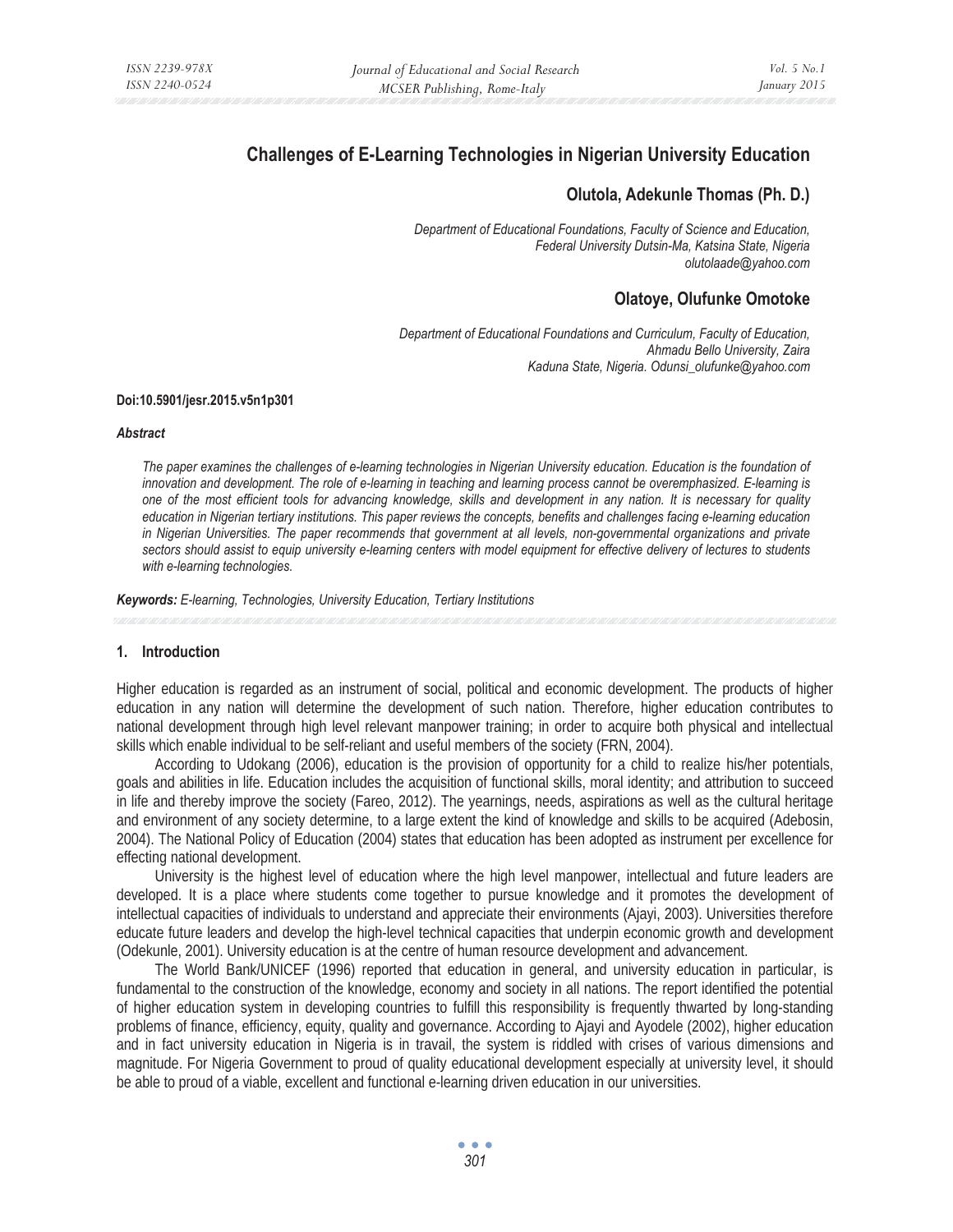# Challenges of E-Learning Technologies in Nigerian University Education

## Olutola, Adekunle Thomas (Ph. D.)

*Department of Educational Foundations, Faculty of Science and Education,*
*Federal University Dutsin-Ma, Katsina State, Nigeria*
*olutolaade@yahoo.com*

## Olatoye, Olufunke Omotoke

*Department of Educational Foundations and Curriculum, Faculty of Education,*
*Ahmadu Bello University, Zaira*
*Kaduna State, Nigeria. Odunsi_olufunke@yahoo.com*

**Doi:10.5901/jesr.2015.v5n1p301**

***Abstract***

*The paper examines the challenges of e-learning technologies in Nigerian University education. Education is the foundation of innovation and development. The role of e-learning in teaching and learning process cannot be overemphasized. E-learning is one of the most efficient tools for advancing knowledge, skills and development in any nation. It is necessary for quality education in Nigerian tertiary institutions. This paper reviews the concepts, benefits and challenges facing e-learning education in Nigerian Universities. The paper recommends that government at all levels, non-governmental organizations and private sectors should assist to equip university e-learning centers with model equipment for effective delivery of lectures to students with e-learning technologies.*

***Keywords:*** *E-learning, Technologies, University Education, Tertiary Institutions*

## 1. Introduction

Higher education is regarded as an instrument of social, political and economic development. The products of higher education in any nation will determine the development of such nation. Therefore, higher education contributes to national development through high level relevant manpower training; in order to acquire both physical and intellectual skills which enable individual to be self-reliant and useful members of the society (FRN, 2004).

According to Udokang (2006), education is the provision of opportunity for a child to realize his/her potentials, goals and abilities in life. Education includes the acquisition of functional skills, moral identity; and attribution to succeed in life and thereby improve the society (Fareo, 2012). The yearnings, needs, aspirations as well as the cultural heritage and environment of any society determine, to a large extent the kind of knowledge and skills to be acquired (Adebosin, 2004). The National Policy of Education (2004) states that education has been adopted as instrument per excellence for effecting national development.

University is the highest level of education where the high level manpower, intellectual and future leaders are developed. It is a place where students come together to pursue knowledge and it promotes the development of intellectual capacities of individuals to understand and appreciate their environments (Ajayi, 2003). Universities therefore educate future leaders and develop the high-level technical capacities that underpin economic growth and development (Odekunle, 2001). University education is at the centre of human resource development and advancement.

The World Bank/UNICEF (1996) reported that education in general, and university education in particular, is fundamental to the construction of the knowledge, economy and society in all nations. The report identified the potential of higher education system in developing countries to fulfill this responsibility is frequently thwarted by long-standing problems of finance, efficiency, equity, quality and governance. According to Ajayi and Ayodele (2002), higher education and in fact university education in Nigeria is in travail, the system is riddled with crises of various dimensions and magnitude. For Nigeria Government to proud of quality educational development especially at university level, it should be able to proud of a viable, excellent and functional e-learning driven education in our universities.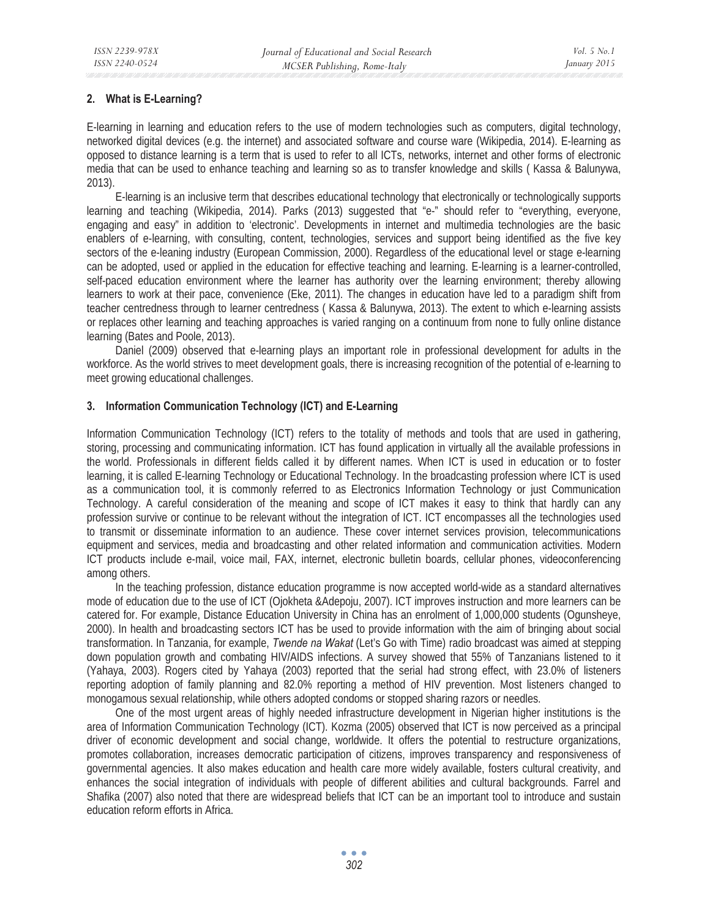## 2. What is E-Learning?

E-learning in learning and education refers to the use of modern technologies such as computers, digital technology, networked digital devices (e.g. the internet) and associated software and course ware (Wikipedia, 2014). E-learning as opposed to distance learning is a term that is used to refer to all ICTs, networks, internet and other forms of electronic media that can be used to enhance teaching and learning so as to transfer knowledge and skills ( Kassa & Balunywa, 2013).

E-learning is an inclusive term that describes educational technology that electronically or technologically supports learning and teaching (Wikipedia, 2014). Parks (2013) suggested that "e-" should refer to "everything, everyone, engaging and easy" in addition to 'electronic'. Developments in internet and multimedia technologies are the basic enablers of e-learning, with consulting, content, technologies, services and support being identified as the five key sectors of the e-leaning industry (European Commission, 2000). Regardless of the educational level or stage e-learning can be adopted, used or applied in the education for effective teaching and learning. E-learning is a learner-controlled, self-paced education environment where the learner has authority over the learning environment; thereby allowing learners to work at their pace, convenience (Eke, 2011). The changes in education have led to a paradigm shift from teacher centredness through to learner centredness ( Kassa & Balunywa, 2013). The extent to which e-learning assists or replaces other learning and teaching approaches is varied ranging on a continuum from none to fully online distance learning (Bates and Poole, 2013).

Daniel (2009) observed that e-learning plays an important role in professional development for adults in the workforce. As the world strives to meet development goals, there is increasing recognition of the potential of e-learning to meet growing educational challenges.

## 3. Information Communication Technology (ICT) and E-Learning

Information Communication Technology (ICT) refers to the totality of methods and tools that are used in gathering, storing, processing and communicating information. ICT has found application in virtually all the available professions in the world. Professionals in different fields called it by different names. When ICT is used in education or to foster learning, it is called E-learning Technology or Educational Technology. In the broadcasting profession where ICT is used as a communication tool, it is commonly referred to as Electronics Information Technology or just Communication Technology. A careful consideration of the meaning and scope of ICT makes it easy to think that hardly can any profession survive or continue to be relevant without the integration of ICT. ICT encompasses all the technologies used to transmit or disseminate information to an audience. These cover internet services provision, telecommunications equipment and services, media and broadcasting and other related information and communication activities. Modern ICT products include e-mail, voice mail, FAX, internet, electronic bulletin boards, cellular phones, videoconferencing among others.

In the teaching profession, distance education programme is now accepted world-wide as a standard alternatives mode of education due to the use of ICT (Ojokheta &Adepoju, 2007). ICT improves instruction and more learners can be catered for. For example, Distance Education University in China has an enrolment of 1,000,000 students (Ogunsheye, 2000). In health and broadcasting sectors ICT has be used to provide information with the aim of bringing about social transformation. In Tanzania, for example, *Twende na Wakat* (Let's Go with Time) radio broadcast was aimed at stepping down population growth and combating HIV/AIDS infections. A survey showed that 55% of Tanzanians listened to it (Yahaya, 2003). Rogers cited by Yahaya (2003) reported that the serial had strong effect, with 23.0% of listeners reporting adoption of family planning and 82.0% reporting a method of HIV prevention. Most listeners changed to monogamous sexual relationship, while others adopted condoms or stopped sharing razors or needles.

One of the most urgent areas of highly needed infrastructure development in Nigerian higher institutions is the area of Information Communication Technology (ICT). Kozma (2005) observed that ICT is now perceived as a principal driver of economic development and social change, worldwide. It offers the potential to restructure organizations, promotes collaboration, increases democratic participation of citizens, improves transparency and responsiveness of governmental agencies. It also makes education and health care more widely available, fosters cultural creativity, and enhances the social integration of individuals with people of different abilities and cultural backgrounds. Farrel and Shafika (2007) also noted that there are widespread beliefs that ICT can be an important tool to introduce and sustain education reform efforts in Africa.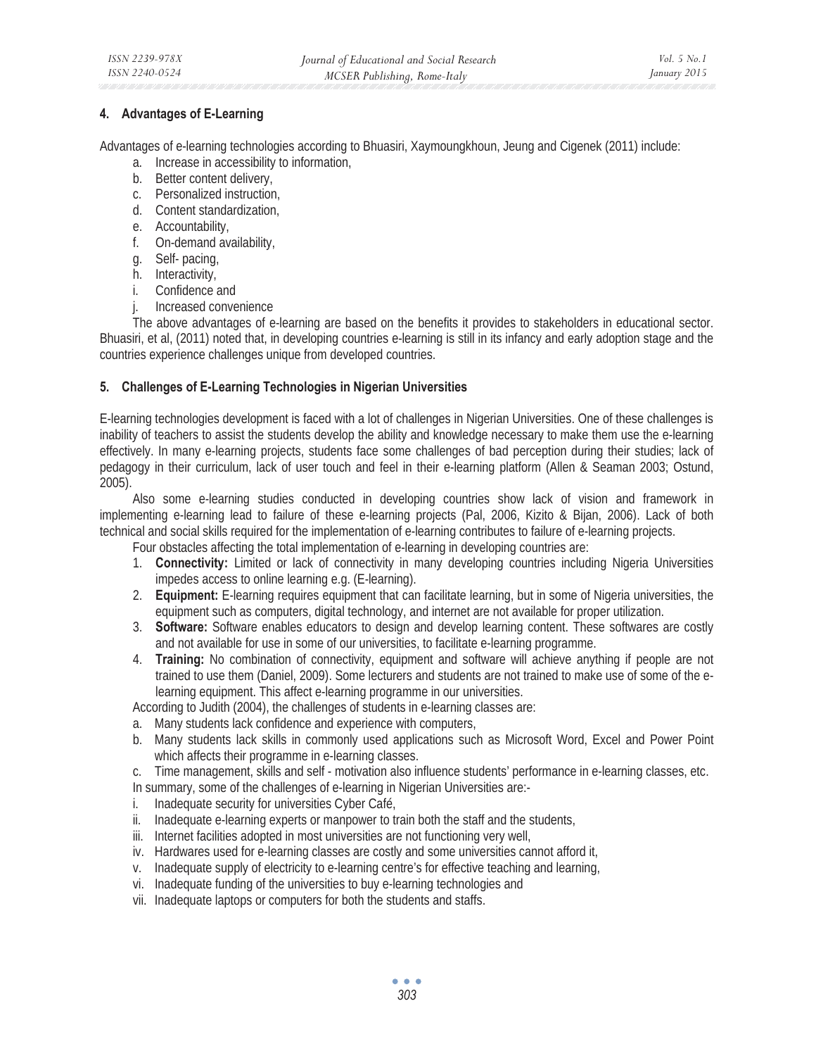## 4. Advantages of E-Learning

Advantages of e-learning technologies according to Bhuasiri, Xaymoungkhoun, Jeung and Cigenek (2011) include:

a. Increase in accessibility to information,
b. Better content delivery,
c. Personalized instruction,
d. Content standardization,
e. Accountability,
f. On-demand availability,
g. Self- pacing,
h. Interactivity,
i. Confidence and
j. Increased convenience

The above advantages of e-learning are based on the benefits it provides to stakeholders in educational sector. Bhuasiri, et al, (2011) noted that, in developing countries e-learning is still in its infancy and early adoption stage and the countries experience challenges unique from developed countries.

## 5. Challenges of E-Learning Technologies in Nigerian Universities

E-learning technologies development is faced with a lot of challenges in Nigerian Universities. One of these challenges is inability of teachers to assist the students develop the ability and knowledge necessary to make them use the e-learning effectively. In many e-learning projects, students face some challenges of bad perception during their studies; lack of pedagogy in their curriculum, lack of user touch and feel in their e-learning platform (Allen & Seaman 2003; Ostund, 2005).

Also some e-learning studies conducted in developing countries show lack of vision and framework in implementing e-learning lead to failure of these e-learning projects (Pal, 2006, Kizito & Bijan, 2006). Lack of both technical and social skills required for the implementation of e-learning contributes to failure of e-learning projects.

Four obstacles affecting the total implementation of e-learning in developing countries are:

1. **Connectivity:** Limited or lack of connectivity in many developing countries including Nigeria Universities impedes access to online learning e.g. (E-learning).
2. **Equipment:** E-learning requires equipment that can facilitate learning, but in some of Nigeria universities, the equipment such as computers, digital technology, and internet are not available for proper utilization.
3. **Software:** Software enables educators to design and develop learning content. These softwares are costly and not available for use in some of our universities, to facilitate e-learning programme.
4. **Training:** No combination of connectivity, equipment and software will achieve anything if people are not trained to use them (Daniel, 2009). Some lecturers and students are not trained to make use of some of the e-learning equipment. This affect e-learning programme in our universities.

According to Judith (2004), the challenges of students in e-learning classes are:

a. Many students lack confidence and experience with computers,
b. Many students lack skills in commonly used applications such as Microsoft Word, Excel and Power Point which affects their programme in e-learning classes.
c. Time management, skills and self - motivation also influence students' performance in e-learning classes, etc.

In summary, some of the challenges of e-learning in Nigerian Universities are:-

i. Inadequate security for universities Cyber Café,
ii. Inadequate e-learning experts or manpower to train both the staff and the students,
iii. Internet facilities adopted in most universities are not functioning very well,
iv. Hardwares used for e-learning classes are costly and some universities cannot afford it,
v. Inadequate supply of electricity to e-learning centre's for effective teaching and learning,
vi. Inadequate funding of the universities to buy e-learning technologies and
vii. Inadequate laptops or computers for both the students and staffs.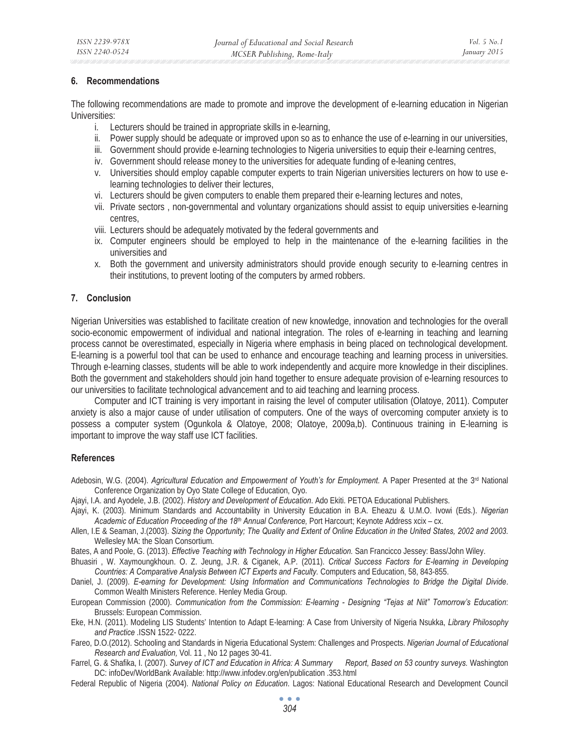## 6. Recommendations

The following recommendations are made to promote and improve the development of e-learning education in Nigerian Universities:

i. Lecturers should be trained in appropriate skills in e-learning,
ii. Power supply should be adequate or improved upon so as to enhance the use of e-learning in our universities,
iii. Government should provide e-learning technologies to Nigeria universities to equip their e-learning centres,
iv. Government should release money to the universities for adequate funding of e-leaning centres,
v. Universities should employ capable computer experts to train Nigerian universities lecturers on how to use e-learning technologies to deliver their lectures,
vi. Lecturers should be given computers to enable them prepared their e-learning lectures and notes,
vii. Private sectors , non-governmental and voluntary organizations should assist to equip universities e-learning centres,
viii. Lecturers should be adequately motivated by the federal governments and
ix. Computer engineers should be employed to help in the maintenance of the e-learning facilities in the universities and
x. Both the government and university administrators should provide enough security to e-learning centres in their institutions, to prevent looting of the computers by armed robbers.

## 7. Conclusion

Nigerian Universities was established to facilitate creation of new knowledge, innovation and technologies for the overall socio-economic empowerment of individual and national integration. The roles of e-learning in teaching and learning process cannot be overestimated, especially in Nigeria where emphasis in being placed on technological development. E-learning is a powerful tool that can be used to enhance and encourage teaching and learning process in universities. Through e-learning classes, students will be able to work independently and acquire more knowledge in their disciplines. Both the government and stakeholders should join hand together to ensure adequate provision of e-learning resources to our universities to facilitate technological advancement and to aid teaching and learning process.

Computer and ICT training is very important in raising the level of computer utilisation (Olatoye, 2011). Computer anxiety is also a major cause of under utilisation of computers. One of the ways of overcoming computer anxiety is to possess a computer system (Ogunkola & Olatoye, 2008; Olatoye, 2009a,b). Continuous training in E-learning is important to improve the way staff use ICT facilities.

## References

Adebosin, W.G. (2004). *Agricultural Education and Empowerment of Youth's for Employment.* A Paper Presented at the 3rd National Conference Organization by Oyo State College of Education, Oyo.

Ajayi, I.A. and Ayodele, J.B. (2002). *History and Development of Education*. Ado Ekiti. PETOA Educational Publishers.

Ajayi, K. (2003). Minimum Standards and Accountability in University Education in B.A. Eheazu & U.M.O. Ivowi (Eds.). *Nigerian Academic of Education Proceeding of the 18th Annual Conference,* Port Harcourt; Keynote Address xcix – cx.

Allen, I.E & Seaman, J.(2003). *Sizing the Opportunity; The Quality and Extent of Online Education in the United States, 2002 and 2003.* Wellesley MA: the Sloan Consortium.

Bates, A and Poole, G. (2013). *Effective Teaching with Technology in Higher Education.* San Francicco Jessey: Bass/John Wiley.

Bhuasiri , W. Xaymoungkhoun. O. Z. Jeung, J.R. & Ciganek, A.P. (2011). *Critical Success Factors for E-learning in Developing Countries: A Comparative Analysis Between ICT Experts and Faculty.* Computers and Education, 58, 843-855.

Daniel, J. (2009). *E-earning for Development: Using Information and Communications Technologies to Bridge the Digital Divide*. Common Wealth Ministers Reference. Henley Media Group.

European Commission (2000). *Communication from the Commission: E-learning - Designing "Tejas at Niit" Tomorrow's Education*: Brussels: European Commission.

Eke, H.N. (2011). Modeling LIS Students' Intention to Adapt E-learning: A Case from University of Nigeria Nsukka, *Library Philosophy and Practice* .ISSN 1522- 0222.

Fareo, D.O.(2012). Schooling and Standards in Nigeria Educational System: Challenges and Prospects. *Nigerian Journal of Educational Research and Evaluation,* Vol. 11 , No 12 pages 30-41.

Farrel, G. & Shafika, I. (2007). *Survey of ICT and Education in Africa: A Summary Report, Based on 53 country surveys.* Washington DC: infoDev/WorldBank Available: http://www.infodev.org/en/publication .353.html

Federal Republic of Nigeria (2004). *National Policy on Education*. Lagos: National Educational Research and Development Council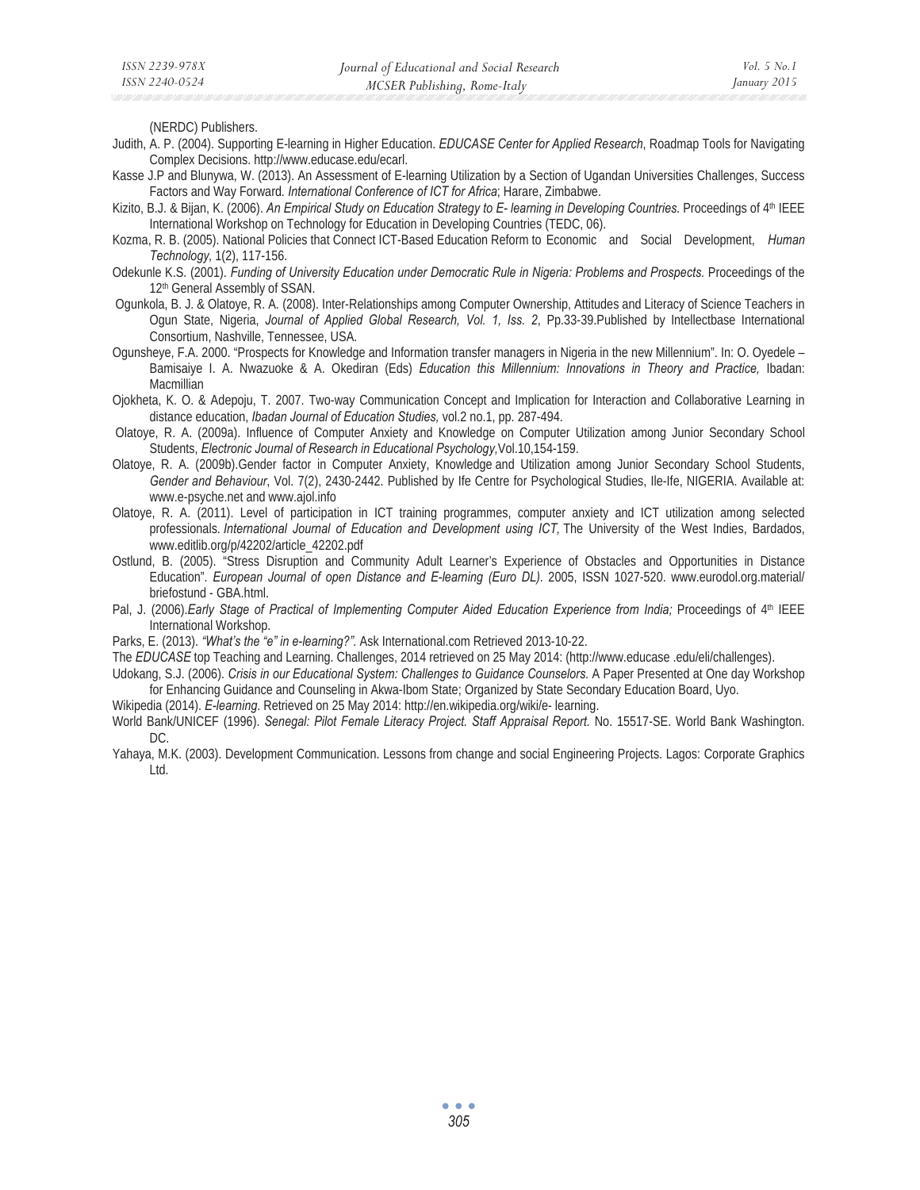(NERDC) Publishers.

Judith, A. P. (2004). Supporting E-learning in Higher Education. *EDUCASE Center for Applied Research*, Roadmap Tools for Navigating Complex Decisions. http://www.educase.edu/ecarl.

Kasse J.P and Blunywa, W. (2013). An Assessment of E-learning Utilization by a Section of Ugandan Universities Challenges, Success Factors and Way Forward. *International Conference of ICT for Africa*; Harare, Zimbabwe.

Kizito, B.J. & Bijan, K. (2006). *An Empirical Study on Education Strategy to E- learning in Developing Countries.* Proceedings of 4th IEEE International Workshop on Technology for Education in Developing Countries (TEDC, 06).

Kozma, R. B. (2005). National Policies that Connect ICT-Based Education Reform to Economic and Social Development, *Human Technology*, 1(2), 117-156.

Odekunle K.S. (2001). *Funding of University Education under Democratic Rule in Nigeria: Problems and Prospects.* Proceedings of the 12th General Assembly of SSAN.

Ogunkola, B. J. & Olatoye, R. A. (2008). Inter-Relationships among Computer Ownership, Attitudes and Literacy of Science Teachers in Ogun State, Nigeria, *Journal of Applied Global Research, Vol. 1, Iss. 2*, Pp.33-39.Published by Intellectbase International Consortium, Nashville, Tennessee, USA.

Ogunsheye, F.A. 2000. "Prospects for Knowledge and Information transfer managers in Nigeria in the new Millennium". In: O. Oyedele – Bamisaiye I. A. Nwazuoke & A. Okediran (Eds) *Education this Millennium: Innovations in Theory and Practice,* Ibadan: Macmillian

Ojokheta, K. O. & Adepoju, T. 2007. Two-way Communication Concept and Implication for Interaction and Collaborative Learning in distance education, *Ibadan Journal of Education Studies,* vol.2 no.1, pp. 287-494.

Olatoye, R. A. (2009a). Influence of Computer Anxiety and Knowledge on Computer Utilization among Junior Secondary School Students, *Electronic Journal of Research in Educational Psychology,*Vol.10,154-159.

Olatoye, R. A. (2009b).Gender factor in Computer Anxiety, Knowledge and Utilization among Junior Secondary School Students, *Gender and Behaviour*, Vol. 7(2), 2430-2442. Published by Ife Centre for Psychological Studies, Ile-Ife, NIGERIA. Available at: www.e-psyche.net and www.ajol.info

Olatoye, R. A. (2011). Level of participation in ICT training programmes, computer anxiety and ICT utilization among selected professionals. *International Journal of Education and Development using ICT,* The University of the West Indies, Bardados, www.editlib.org/p/42202/article_42202.pdf

Ostlund, B. (2005). "Stress Disruption and Community Adult Learner's Experience of Obstacles and Opportunities in Distance Education". *European Journal of open Distance and E-learning (Euro DL)*. 2005, ISSN 1027-520. www.eurodol.org.material/ briefostund - GBA.html.

Pal, J. (2006).*Early Stage of Practical of Implementing Computer Aided Education Experience from India;* Proceedings of 4th IEEE International Workshop.

Parks, E. (2013). *"What's the "e" in e-learning?".* Ask International.com Retrieved 2013-10-22.

The *EDUCASE* top Teaching and Learning. Challenges, 2014 retrieved on 25 May 2014: (http://www.educase .edu/eli/challenges).

Udokang, S.J. (2006). *Crisis in our Educational System: Challenges to Guidance Counselors.* A Paper Presented at One day Workshop for Enhancing Guidance and Counseling in Akwa-Ibom State; Organized by State Secondary Education Board, Uyo.

Wikipedia (2014). *E-learning*. Retrieved on 25 May 2014: http://en.wikipedia.org/wiki/e- learning.

World Bank/UNICEF (1996). *Senegal: Pilot Female Literacy Project. Staff Appraisal Report.* No. 15517-SE. World Bank Washington. DC.

Yahaya, M.K. (2003). Development Communication. Lessons from change and social Engineering Projects. Lagos: Corporate Graphics Ltd.